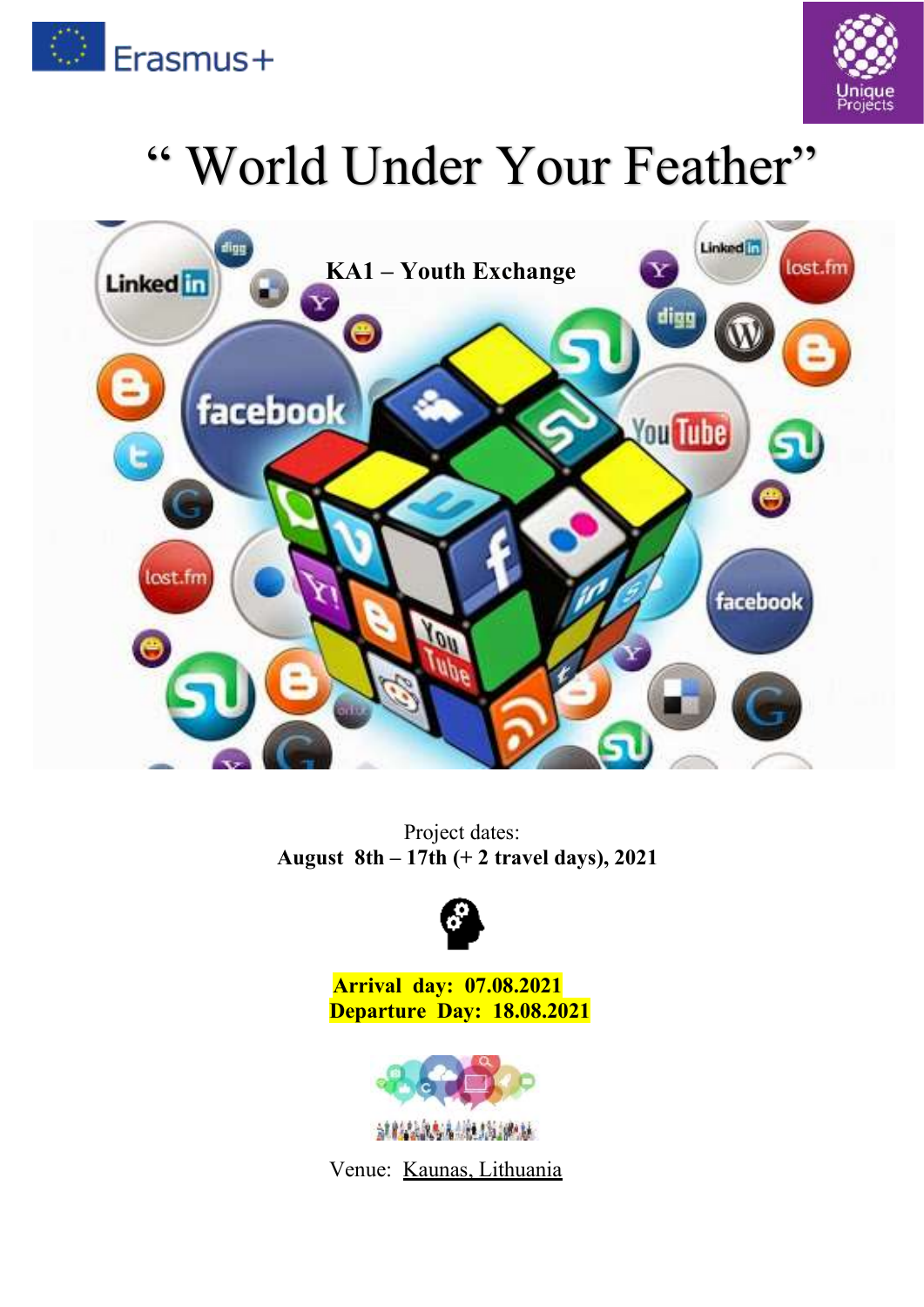# " World Under Your Feather"

**KA1 – Youth Exchange**

Project dates:
**August 8th – 17th (+ 2 travel days), 2021**

**Arrival day: 07.08.2021**
**Departure Day: 18.08.2021**

Venue: Kaunas, Lithuania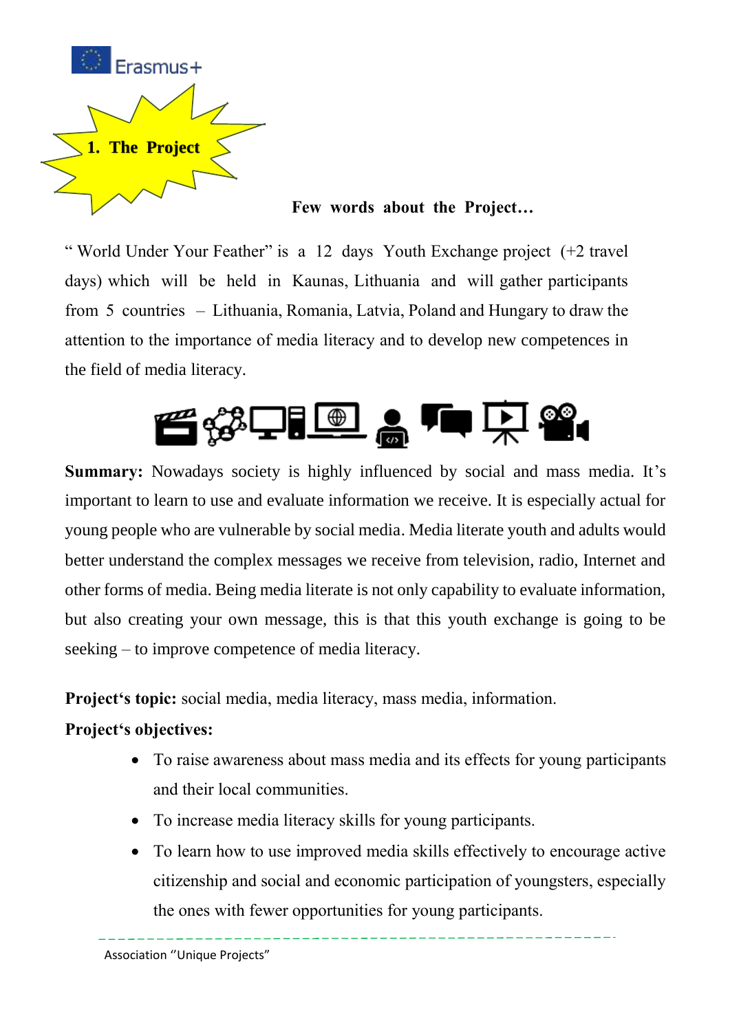## 1. The Project

**Few words about the Project…**

" World Under Your Feather" is a 12 days Youth Exchange project (+2 travel days) which will be held in Kaunas, Lithuania and will gather participants from 5 countries – Lithuania, Romania, Latvia, Poland and Hungary to draw the attention to the importance of media literacy and to develop new competences in the field of media literacy.

**Summary:** Nowadays society is highly influenced by social and mass media. It's important to learn to use and evaluate information we receive. It is especially actual for young people who are vulnerable by social media. Media literate youth and adults would better understand the complex messages we receive from television, radio, Internet and other forms of media. Being media literate is not only capability to evaluate information, but also creating your own message, this is that this youth exchange is going to be seeking – to improve competence of media literacy.

**Project's topic:** social media, media literacy, mass media, information.

**Project's objectives:**

- To raise awareness about mass media and its effects for young participants and their local communities.
- To increase media literacy skills for young participants.
- To learn how to use improved media skills effectively to encourage active citizenship and social and economic participation of youngsters, especially the ones with fewer opportunities for young participants.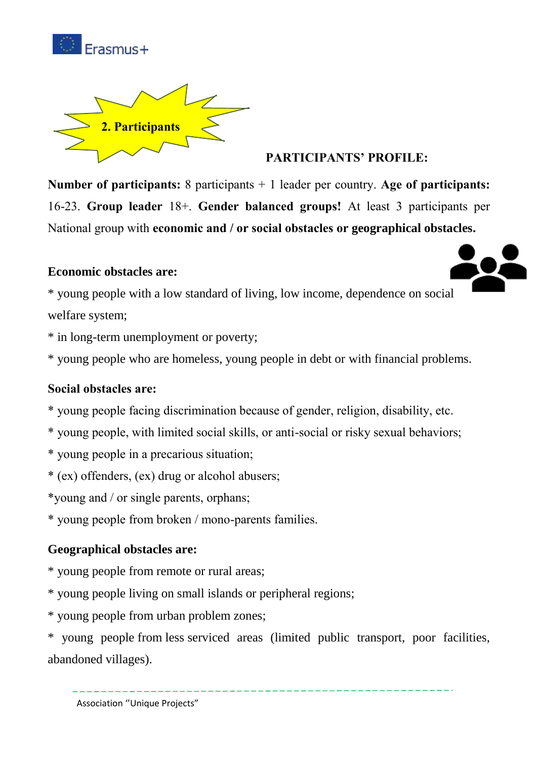## 2. Participants

### PARTICIPANTS' PROFILE:

**Number of participants:** 8 participants + 1 leader per country. **Age of participants:** 16-23. **Group leader** 18+. **Gender balanced groups!** At least 3 participants per National group with **economic and / or social obstacles or geographical obstacles.**

**Economic obstacles are:**

* young people with a low standard of living, low income, dependence on social welfare system;
* in long-term unemployment or poverty;
* young people who are homeless, young people in debt or with financial problems.

**Social obstacles are:**

* young people facing discrimination because of gender, religion, disability, etc.
* young people, with limited social skills, or anti-social or risky sexual behaviors;
* young people in a precarious situation;
* (ex) offenders, (ex) drug or alcohol abusers;
* young and / or single parents, orphans;
* young people from broken / mono-parents families.

**Geographical obstacles are:**

* young people from remote or rural areas;
* young people living on small islands or peripheral regions;
* young people from urban problem zones;
* young people from less serviced areas (limited public transport, poor facilities, abandoned villages).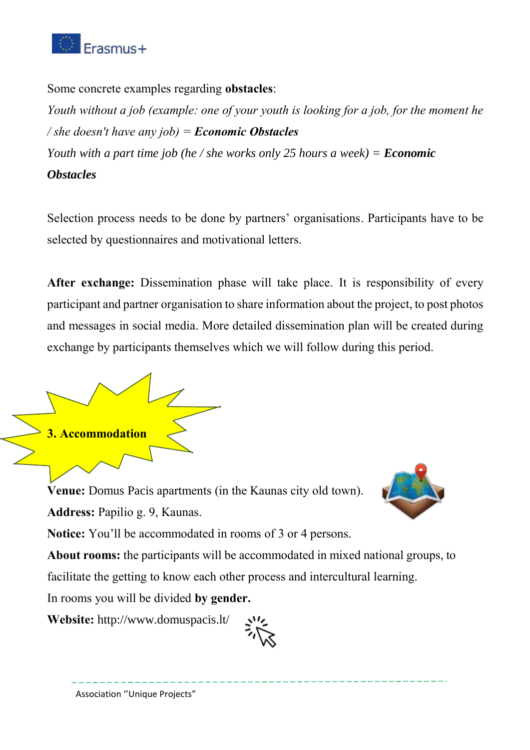Some concrete examples regarding **obstacles**:

*Youth without a job (example: one of your youth is looking for a job, for the moment he / she doesn't have any job) =* ***Economic Obstacles***

*Youth with a part time job (he / she works only 25 hours a week) =* ***Economic Obstacles***

Selection process needs to be done by partners' organisations. Participants have to be selected by questionnaires and motivational letters.

**After exchange:** Dissemination phase will take place. It is responsibility of every participant and partner organisation to share information about the project, to post photos and messages in social media. More detailed dissemination plan will be created during exchange by participants themselves which we will follow during this period.

## 3. Accommodation

**Venue:** Domus Pacis apartments (in the Kaunas city old town).

**Address:** Papilio g. 9, Kaunas.

**Notice:** You'll be accommodated in rooms of 3 or 4 persons.

**About rooms:** the participants will be accommodated in mixed national groups, to facilitate the getting to know each other process and intercultural learning.

In rooms you will be divided **by gender.**

**Website:** http://www.domuspacis.lt/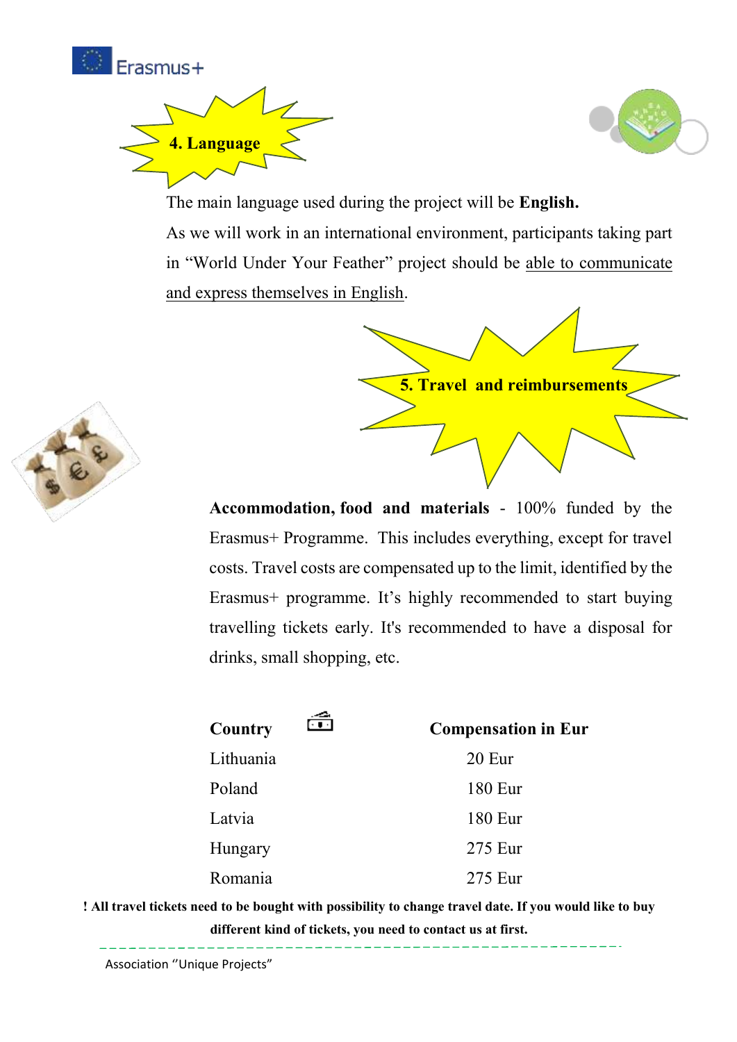## 4. Language

The main language used during the project will be **English.**

As we will work in an international environment, participants taking part in "World Under Your Feather" project should be able to communicate and express themselves in English.

## 5. Travel and reimbursements

**Accommodation, food and materials** - 100% funded by the Erasmus+ Programme. This includes everything, except for travel costs. Travel costs are compensated up to the limit, identified by the Erasmus+ programme. It's highly recommended to start buying travelling tickets early. It's recommended to have a disposal for drinks, small shopping, etc.

| Country | Compensation in Eur |
|---|---|
| Lithuania | 20 Eur |
| Poland | 180 Eur |
| Latvia | 180 Eur |
| Hungary | 275 Eur |
| Romania | 275 Eur |

**! All travel tickets need to be bought with possibility to change travel date. If you would like to buy different kind of tickets, you need to contact us at first.**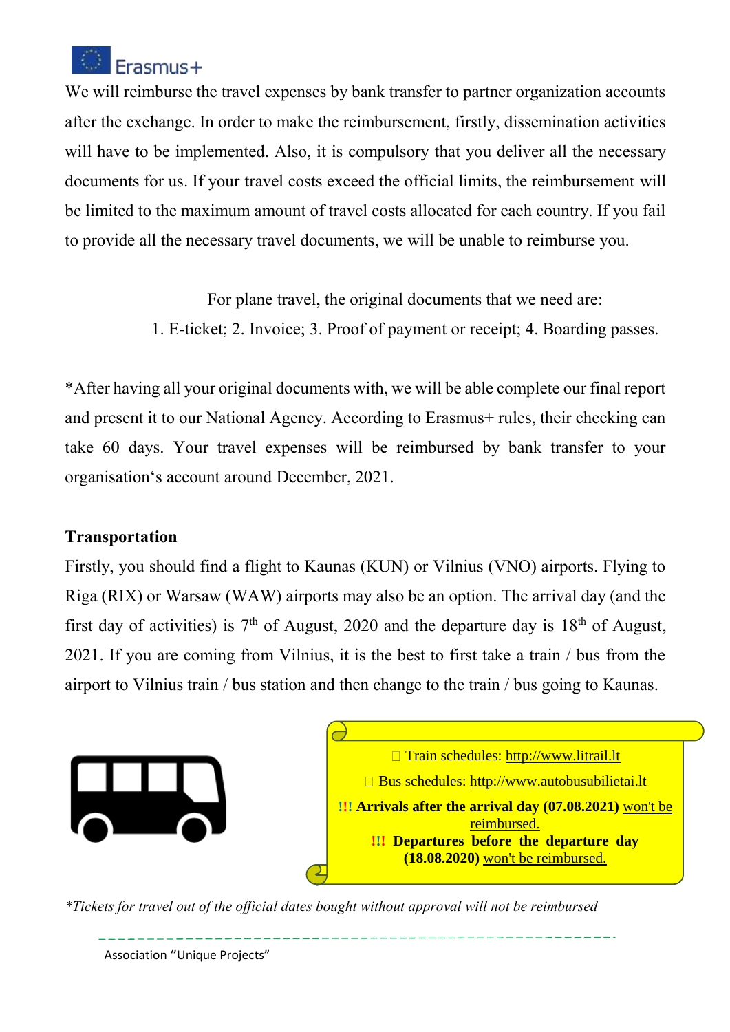We will reimburse the travel expenses by bank transfer to partner organization accounts after the exchange. In order to make the reimbursement, firstly, dissemination activities will have to be implemented. Also, it is compulsory that you deliver all the necessary documents for us. If your travel costs exceed the official limits, the reimbursement will be limited to the maximum amount of travel costs allocated for each country. If you fail to provide all the necessary travel documents, we will be unable to reimburse you.

For plane travel, the original documents that we need are:
1. E-ticket; 2. Invoice; 3. Proof of payment or receipt; 4. Boarding passes.

*After having all your original documents with, we will be able complete our final report and present it to our National Agency. According to Erasmus+ rules, their checking can take 60 days. Your travel expenses will be reimbursed by bank transfer to your organisation's account around December, 2021.

**Transportation**

Firstly, you should find a flight to Kaunas (KUN) or Vilnius (VNO) airports. Flying to Riga (RIX) or Warsaw (WAW) airports may also be an option. The arrival day (and the first day of activities) is 7th of August, 2020 and the departure day is 18th of August, 2021. If you are coming from Vilnius, it is the best to first take a train / bus from the airport to Vilnius train / bus station and then change to the train / bus going to Kaunas.

- Train schedules: http://www.litrail.lt
- Bus schedules: http://www.autobusubilietai.lt

**!!! Arrivals after the arrival day (07.08.2021)** won't be reimbursed.
**!!! Departures before the departure day (18.08.2020)** won't be reimbursed.

*Tickets for travel out of the official dates bought without approval will not be reimbursed*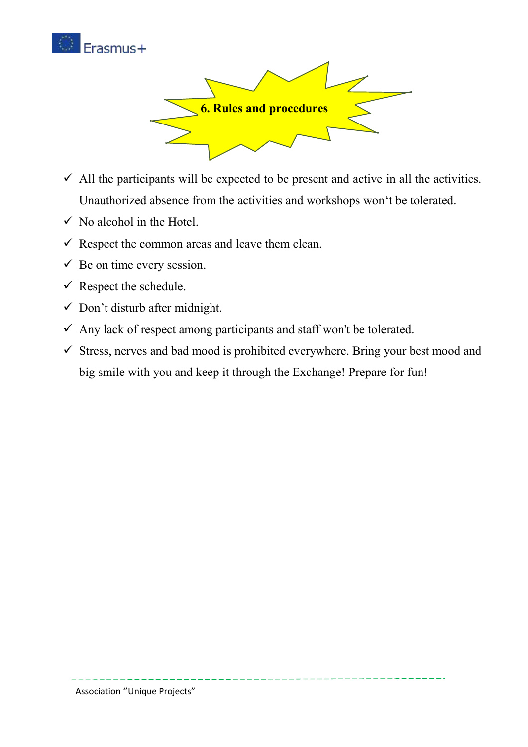## 6. Rules and procedures

- ✓ All the participants will be expected to be present and active in all the activities. Unauthorized absence from the activities and workshops won‘t be tolerated.
- ✓ No alcohol in the Hotel.
- ✓ Respect the common areas and leave them clean.
- ✓ Be on time every session.
- ✓ Respect the schedule.
- ✓ Don’t disturb after midnight.
- ✓ Any lack of respect among participants and staff won't be tolerated.
- ✓ Stress, nerves and bad mood is prohibited everywhere. Bring your best mood and big smile with you and keep it through the Exchange! Prepare for fun!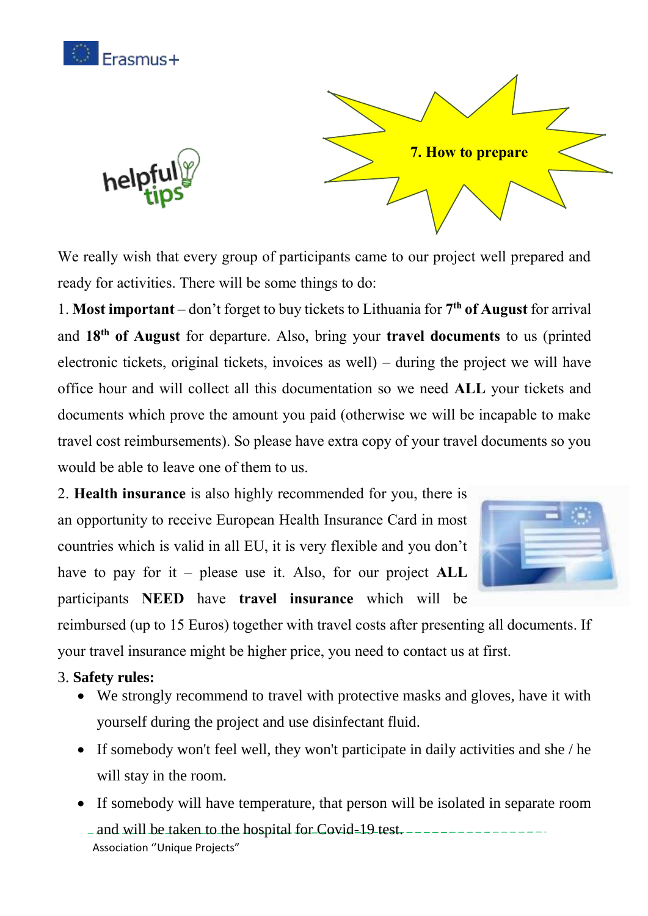## 7. How to prepare

We really wish that every group of participants came to our project well prepared and ready for activities. There will be some things to do:

1. **Most important** – don't forget to buy tickets to Lithuania for **7th of August** for arrival and **18th of August** for departure. Also, bring your **travel documents** to us (printed electronic tickets, original tickets, invoices as well) – during the project we will have office hour and will collect all this documentation so we need **ALL** your tickets and documents which prove the amount you paid (otherwise we will be incapable to make travel cost reimbursements). So please have extra copy of your travel documents so you would be able to leave one of them to us.

2. **Health insurance** is also highly recommended for you, there is an opportunity to receive European Health Insurance Card in most countries which is valid in all EU, it is very flexible and you don't have to pay for it – please use it. Also, for our project **ALL** participants **NEED** have **travel insurance** which will be reimbursed (up to 15 Euros) together with travel costs after presenting all documents. If your travel insurance might be higher price, you need to contact us at first.

3. **Safety rules:**

- We strongly recommend to travel with protective masks and gloves, have it with yourself during the project and use disinfectant fluid.
- If somebody won't feel well, they won't participate in daily activities and she / he will stay in the room.
- If somebody will have temperature, that person will be isolated in separate room and will be taken to the hospital for Covid-19 test.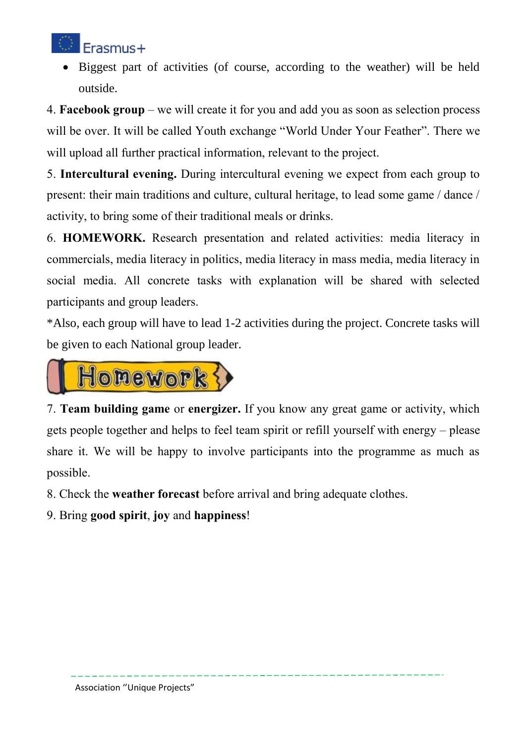- Biggest part of activities (of course, according to the weather) will be held outside.

4. **Facebook group** – we will create it for you and add you as soon as selection process will be over. It will be called Youth exchange "World Under Your Feather". There we will upload all further practical information, relevant to the project.

5. **Intercultural evening.** During intercultural evening we expect from each group to present: their main traditions and culture, cultural heritage, to lead some game / dance / activity, to bring some of their traditional meals or drinks.

6. **HOMEWORK.** Research presentation and related activities: media literacy in commercials, media literacy in politics, media literacy in mass media, media literacy in social media. All concrete tasks with explanation will be shared with selected participants and group leaders.

*Also, each group will have to lead 1-2 activities during the project. Concrete tasks will be given to each National group leader.

7. **Team building game** or **energizer.** If you know any great game or activity, which gets people together and helps to feel team spirit or refill yourself with energy – please share it. We will be happy to involve participants into the programme as much as possible.

8. Check the **weather forecast** before arrival and bring adequate clothes.

9. Bring **good spirit**, **joy** and **happiness**!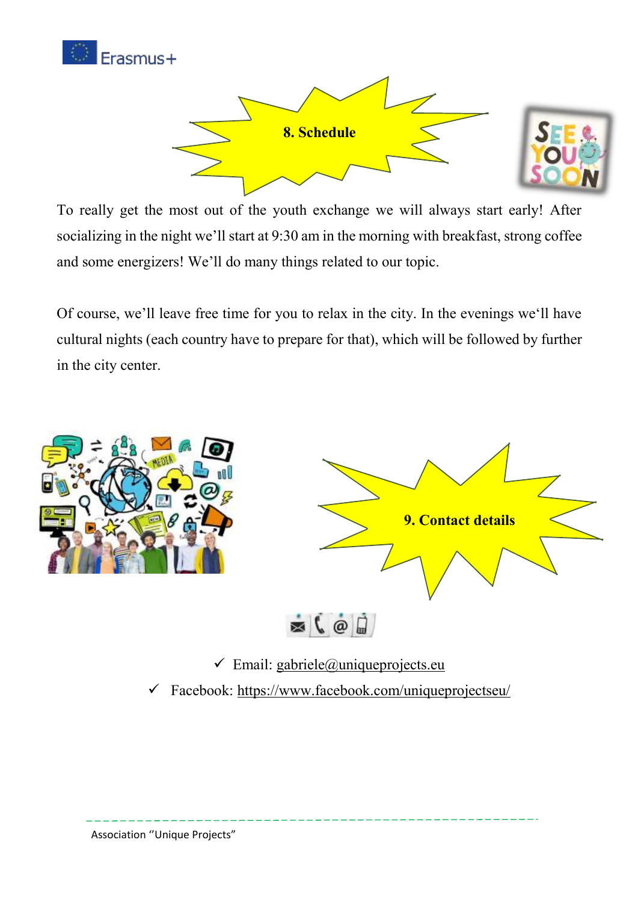## 8. Schedule

To really get the most out of the youth exchange we will always start early! After socializing in the night we'll start at 9:30 am in the morning with breakfast, strong coffee and some energizers! We'll do many things related to our topic.

Of course, we'll leave free time for you to relax in the city. In the evenings we'll have cultural nights (each country have to prepare for that), which will be followed by further in the city center.

## 9. Contact details

- ✓ Email: gabriele@uniqueprojects.eu
- ✓ Facebook: https://www.facebook.com/uniqueprojectseu/